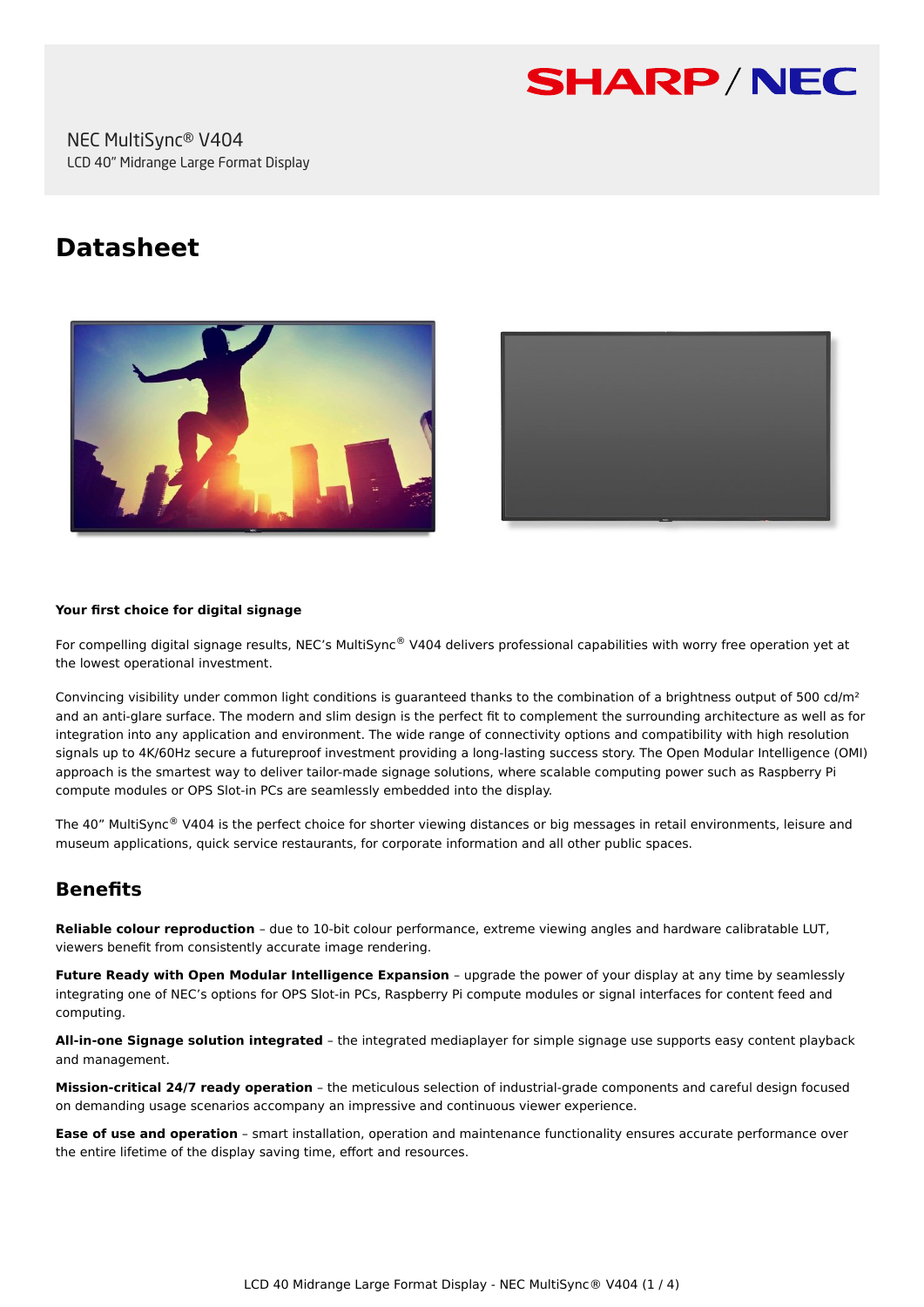SHARP / NEC

NEC MultiSync® V404

LCD 40" Midrange Large Format Display

# Datasheet

**Your first choice for digital signage**

For compelling digital signage results, NEC's MultiSync® V404 delivers professional capabilities with worry free operation yet at the lowest operational investment.

Convincing visibility under common light conditions is guaranteed thanks to the combination of a brightness output of 500 cd/m² and an anti-glare surface. The modern and slim design is the perfect fit to complement the surrounding architecture as well as for integration into any application and environment. The wide range of connectivity options and compatibility with high resolution signals up to 4K/60Hz secure a futureproof investment providing a long-lasting success story. The Open Modular Intelligence (OMI) approach is the smartest way to deliver tailor-made signage solutions, where scalable computing power such as Raspberry Pi compute modules or OPS Slot-in PCs are seamlessly embedded into the display.

The 40" MultiSync® V404 is the perfect choice for shorter viewing distances or big messages in retail environments, leisure and museum applications, quick service restaurants, for corporate information and all other public spaces.

## Benefits

**Reliable colour reproduction** – due to 10-bit colour performance, extreme viewing angles and hardware calibratable LUT, viewers benefit from consistently accurate image rendering.

**Future Ready with Open Modular Intelligence Expansion** – upgrade the power of your display at any time by seamlessly integrating one of NEC's options for OPS Slot-in PCs, Raspberry Pi compute modules or signal interfaces for content feed and computing.

**All-in-one Signage solution integrated** – the integrated mediaplayer for simple signage use supports easy content playback and management.

**Mission-critical 24/7 ready operation** – the meticulous selection of industrial-grade components and careful design focused on demanding usage scenarios accompany an impressive and continuous viewer experience.

**Ease of use and operation** – smart installation, operation and maintenance functionality ensures accurate performance over the entire lifetime of the display saving time, effort and resources.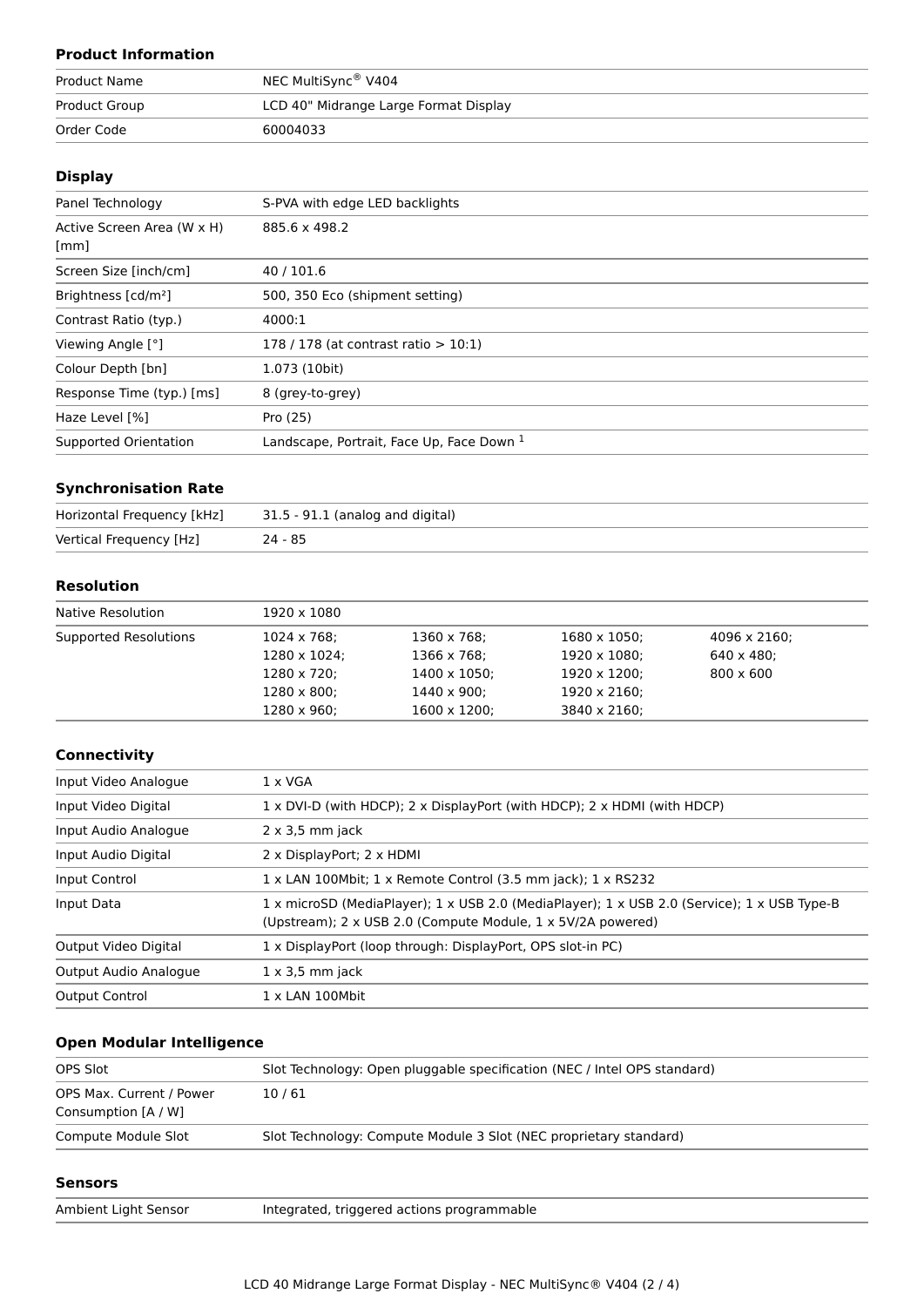### Product Information

| | |
|---|---|
| Product Name | NEC MultiSync® V404 |
| Product Group | LCD 40" Midrange Large Format Display |
| Order Code | 60004033 |

### Display

| | |
|---|---|
| Panel Technology | S-PVA with edge LED backlights |
| Active Screen Area (W x H) [mm] | 885.6 x 498.2 |
| Screen Size [inch/cm] | 40 / 101.6 |
| Brightness [cd/m²] | 500, 350 Eco (shipment setting) |
| Contrast Ratio (typ.) | 4000:1 |
| Viewing Angle [°] | 178 / 178 (at contrast ratio > 10:1) |
| Colour Depth [bn] | 1.073 (10bit) |
| Response Time (typ.) [ms] | 8 (grey-to-grey) |
| Haze Level [%] | Pro (25) |
| Supported Orientation | Landscape, Portrait, Face Up, Face Down [1] |

### Synchronisation Rate

| | |
|---|---|
| Horizontal Frequency [kHz] | 31.5 - 91.1 (analog and digital) |
| Vertical Frequency [Hz] | 24 - 85 |

### Resolution

| | | | | |
|---|---|---|---|---|
| Native Resolution | 1920 x 1080 | | | |
| Supported Resolutions | 1024 x 768;<br>1280 x 1024;<br>1280 x 720;<br>1280 x 800;<br>1280 x 960; | 1360 x 768;<br>1366 x 768;<br>1400 x 1050;<br>1440 x 900;<br>1600 x 1200; | 1680 x 1050;<br>1920 x 1080;<br>1920 x 1200;<br>1920 x 2160;<br>3840 x 2160; | 4096 x 2160;<br>640 x 480;<br>800 x 600 |

### Connectivity

| | |
|---|---|
| Input Video Analogue | 1 x VGA |
| Input Video Digital | 1 x DVI-D (with HDCP); 2 x DisplayPort (with HDCP); 2 x HDMI (with HDCP) |
| Input Audio Analogue | 2 x 3,5 mm jack |
| Input Audio Digital | 2 x DisplayPort; 2 x HDMI |
| Input Control | 1 x LAN 100Mbit; 1 x Remote Control (3.5 mm jack); 1 x RS232 |
| Input Data | 1 x microSD (MediaPlayer); 1 x USB 2.0 (MediaPlayer); 1 x USB 2.0 (Service); 1 x USB Type-B (Upstream); 2 x USB 2.0 (Compute Module, 1 x 5V/2A powered) |
| Output Video Digital | 1 x DisplayPort (loop through: DisplayPort, OPS slot-in PC) |
| Output Audio Analogue | 1 x 3,5 mm jack |
| Output Control | 1 x LAN 100Mbit |

### Open Modular Intelligence

| | |
|---|---|
| OPS Slot | Slot Technology: Open pluggable specification (NEC / Intel OPS standard) |
| OPS Max. Current / Power Consumption [A / W] | 10 / 61 |
| Compute Module Slot | Slot Technology: Compute Module 3 Slot (NEC proprietary standard) |

### Sensors

| | |
|---|---|
| Ambient Light Sensor | Integrated, triggered actions programmable |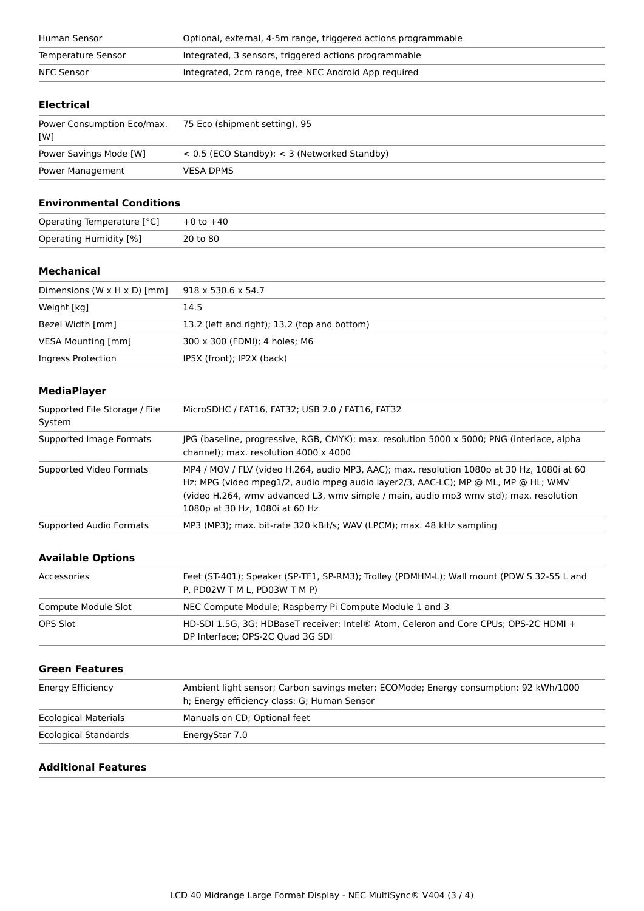| | |
|---|---|
| Human Sensor | Optional, external, 4-5m range, triggered actions programmable |
| Temperature Sensor | Integrated, 3 sensors, triggered actions programmable |
| NFC Sensor | Integrated, 2cm range, free NEC Android App required |

### Electrical

| | |
|---|---|
| Power Consumption Eco/max. [W] | 75 Eco (shipment setting), 95 |
| Power Savings Mode [W] | < 0.5 (ECO Standby); < 3 (Networked Standby) |
| Power Management | VESA DPMS |

### Environmental Conditions

| | |
|---|---|
| Operating Temperature [°C] | +0 to +40 |
| Operating Humidity [%] | 20 to 80 |

### Mechanical

| | |
|---|---|
| Dimensions (W x H x D) [mm] | 918 x 530.6 x 54.7 |
| Weight [kg] | 14.5 |
| Bezel Width [mm] | 13.2 (left and right); 13.2 (top and bottom) |
| VESA Mounting [mm] | 300 x 300 (FDMI); 4 holes; M6 |
| Ingress Protection | IP5X (front); IP2X (back) |

### MediaPlayer

| | |
|---|---|
| Supported File Storage / File System | MicroSDHC / FAT16, FAT32; USB 2.0 / FAT16, FAT32 |
| Supported Image Formats | JPG (baseline, progressive, RGB, CMYK); max. resolution 5000 x 5000; PNG (interlace, alpha channel); max. resolution 4000 x 4000 |
| Supported Video Formats | MP4 / MOV / FLV (video H.264, audio MP3, AAC); max. resolution 1080p at 30 Hz, 1080i at 60 Hz; MPG (video mpeg1/2, audio mpeg audio layer2/3, AAC-LC); MP @ ML, MP @ HL; WMV (video H.264, wmv advanced L3, wmv simple / main, audio mp3 wmv std); max. resolution 1080p at 30 Hz, 1080i at 60 Hz |
| Supported Audio Formats | MP3 (MP3); max. bit-rate 320 kBit/s; WAV (LPCM); max. 48 kHz sampling |

### Available Options

| | |
|---|---|
| Accessories | Feet (ST-401); Speaker (SP-TF1, SP-RM3); Trolley (PDMHM-L); Wall mount (PDW S 32-55 L and P, PD02W T M L, PD03W T M P) |
| Compute Module Slot | NEC Compute Module; Raspberry Pi Compute Module 1 and 3 |
| OPS Slot | HD-SDI 1.5G, 3G; HDBaseT receiver; Intel® Atom, Celeron and Core CPUs; OPS-2C HDMI + DP Interface; OPS-2C Quad 3G SDI |

### Green Features

| | |
|---|---|
| Energy Efficiency | Ambient light sensor; Carbon savings meter; ECOMode; Energy consumption: 92 kWh/1000 h; Energy efficiency class: G; Human Sensor |
| Ecological Materials | Manuals on CD; Optional feet |
| Ecological Standards | EnergyStar 7.0 |

### Additional Features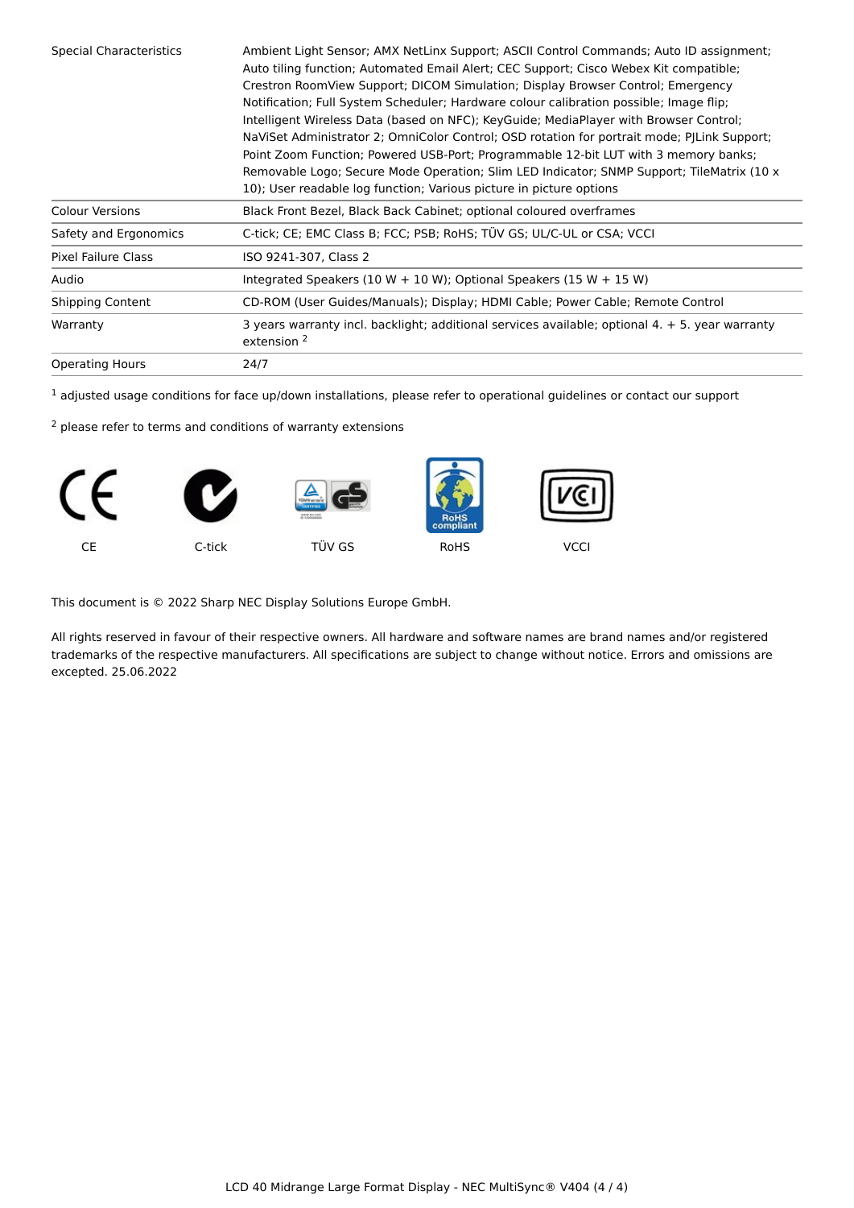| | |
|---|---|
| Special Characteristics | Ambient Light Sensor; AMX NetLinx Support; ASCII Control Commands; Auto ID assignment; Auto tiling function; Automated Email Alert; CEC Support; Cisco Webex Kit compatible; Crestron RoomView Support; DICOM Simulation; Display Browser Control; Emergency Notification; Full System Scheduler; Hardware colour calibration possible; Image flip; Intelligent Wireless Data (based on NFC); KeyGuide; MediaPlayer with Browser Control; NaViSet Administrator 2; OmniColor Control; OSD rotation for portrait mode; PJLink Support; Point Zoom Function; Powered USB-Port; Programmable 12-bit LUT with 3 memory banks; Removable Logo; Secure Mode Operation; Slim LED Indicator; SNMP Support; TileMatrix (10 x 10); User readable log function; Various picture in picture options |
| Colour Versions | Black Front Bezel, Black Back Cabinet; optional coloured overframes |
| Safety and Ergonomics | C-tick; CE; EMC Class B; FCC; PSB; RoHS; TÜV GS; UL/C-UL or CSA; VCCI |
| Pixel Failure Class | ISO 9241-307, Class 2 |
| Audio | Integrated Speakers (10 W + 10 W); Optional Speakers (15 W + 15 W) |
| Shipping Content | CD-ROM (User Guides/Manuals); Display; HDMI Cable; Power Cable; Remote Control |
| Warranty | 3 years warranty incl. backlight; additional services available; optional 4. + 5. year warranty extension [2] |
| Operating Hours | 24/7 |

[1] adjusted usage conditions for face up/down installations, please refer to operational guidelines or contact our support

[2] please refer to terms and conditions of warranty extensions

CE C-tick TÜV GS RoHS VCCI

This document is © 2022 Sharp NEC Display Solutions Europe GmbH.

All rights reserved in favour of their respective owners. All hardware and software names are brand names and/or registered trademarks of the respective manufacturers. All specifications are subject to change without notice. Errors and omissions are excepted. 25.06.2022